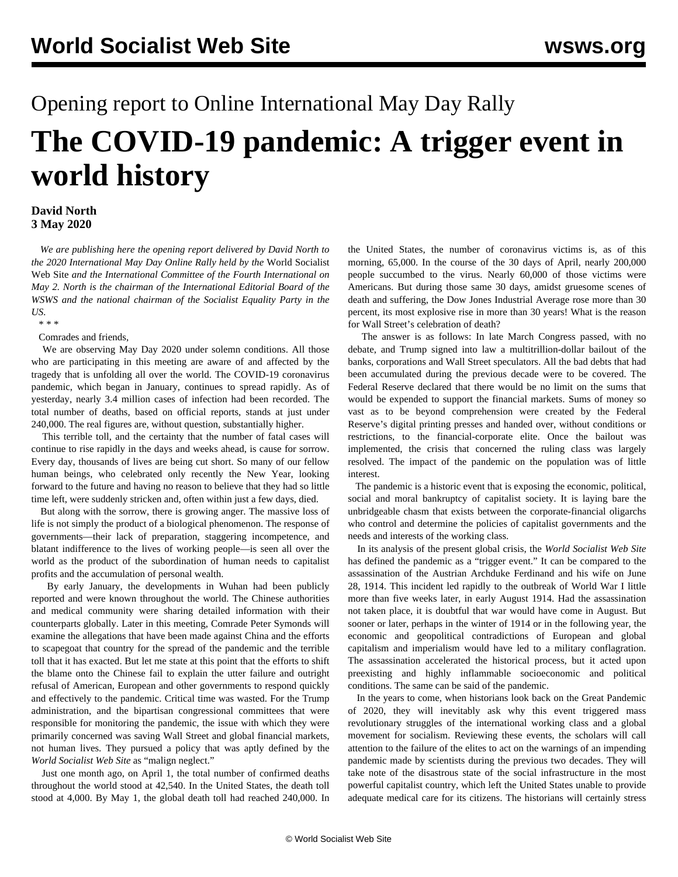Opening report to Online International May Day Rally

# The COVID-19 pandemic: A trigger event in world history

**David North**
**3 May 2020**

*We are publishing here the opening report delivered by David North to the 2020 International May Day Online Rally held by the* World Socialist Web Site *and the International Committee of the Fourth International on May 2. North is the chairman of the International Editorial Board of the WSWS and the national chairman of the Socialist Equality Party in the US.*

\* \* \*

Comrades and friends,

We are observing May Day 2020 under solemn conditions. All those who are participating in this meeting are aware of and affected by the tragedy that is unfolding all over the world. The COVID-19 coronavirus pandemic, which began in January, continues to spread rapidly. As of yesterday, nearly 3.4 million cases of infection had been recorded. The total number of deaths, based on official reports, stands at just under 240,000. The real figures are, without question, substantially higher.

This terrible toll, and the certainty that the number of fatal cases will continue to rise rapidly in the days and weeks ahead, is cause for sorrow. Every day, thousands of lives are being cut short. So many of our fellow human beings, who celebrated only recently the New Year, looking forward to the future and having no reason to believe that they had so little time left, were suddenly stricken and, often within just a few days, died.

But along with the sorrow, there is growing anger. The massive loss of life is not simply the product of a biological phenomenon. The response of governments—their lack of preparation, staggering incompetence, and blatant indifference to the lives of working people—is seen all over the world as the product of the subordination of human needs to capitalist profits and the accumulation of personal wealth.

By early January, the developments in Wuhan had been publicly reported and were known throughout the world. The Chinese authorities and medical community were sharing detailed information with their counterparts globally. Later in this meeting, Comrade Peter Symonds will examine the allegations that have been made against China and the efforts to scapegoat that country for the spread of the pandemic and the terrible toll that it has exacted. But let me state at this point that the efforts to shift the blame onto the Chinese fail to explain the utter failure and outright refusal of American, European and other governments to respond quickly and effectively to the pandemic. Critical time was wasted. For the Trump administration, and the bipartisan congressional committees that were responsible for monitoring the pandemic, the issue with which they were primarily concerned was saving Wall Street and global financial markets, not human lives. They pursued a policy that was aptly defined by the *World Socialist Web Site* as "malign neglect."

Just one month ago, on April 1, the total number of confirmed deaths throughout the world stood at 42,540. In the United States, the death toll stood at 4,000. By May 1, the global death toll had reached 240,000. In the United States, the number of coronavirus victims is, as of this morning, 65,000. In the course of the 30 days of April, nearly 200,000 people succumbed to the virus. Nearly 60,000 of those victims were Americans. But during those same 30 days, amidst gruesome scenes of death and suffering, the Dow Jones Industrial Average rose more than 30 percent, its most explosive rise in more than 30 years! What is the reason for Wall Street's celebration of death?

The answer is as follows: In late March Congress passed, with no debate, and Trump signed into law a multitrillion-dollar bailout of the banks, corporations and Wall Street speculators. All the bad debts that had been accumulated during the previous decade were to be covered. The Federal Reserve declared that there would be no limit on the sums that would be expended to support the financial markets. Sums of money so vast as to be beyond comprehension were created by the Federal Reserve's digital printing presses and handed over, without conditions or restrictions, to the financial-corporate elite. Once the bailout was implemented, the crisis that concerned the ruling class was largely resolved. The impact of the pandemic on the population was of little interest.

The pandemic is a historic event that is exposing the economic, political, social and moral bankruptcy of capitalist society. It is laying bare the unbridgeable chasm that exists between the corporate-financial oligarchs who control and determine the policies of capitalist governments and the needs and interests of the working class.

In its analysis of the present global crisis, the *World Socialist Web Site* has defined the pandemic as a "trigger event." It can be compared to the assassination of the Austrian Archduke Ferdinand and his wife on June 28, 1914. This incident led rapidly to the outbreak of World War I little more than five weeks later, in early August 1914. Had the assassination not taken place, it is doubtful that war would have come in August. But sooner or later, perhaps in the winter of 1914 or in the following year, the economic and geopolitical contradictions of European and global capitalism and imperialism would have led to a military conflagration. The assassination accelerated the historical process, but it acted upon preexisting and highly inflammable socioeconomic and political conditions. The same can be said of the pandemic.

In the years to come, when historians look back on the Great Pandemic of 2020, they will inevitably ask why this event triggered mass revolutionary struggles of the international working class and a global movement for socialism. Reviewing these events, the scholars will call attention to the failure of the elites to act on the warnings of an impending pandemic made by scientists during the previous two decades. They will take note of the disastrous state of the social infrastructure in the most powerful capitalist country, which left the United States unable to provide adequate medical care for its citizens. The historians will certainly stress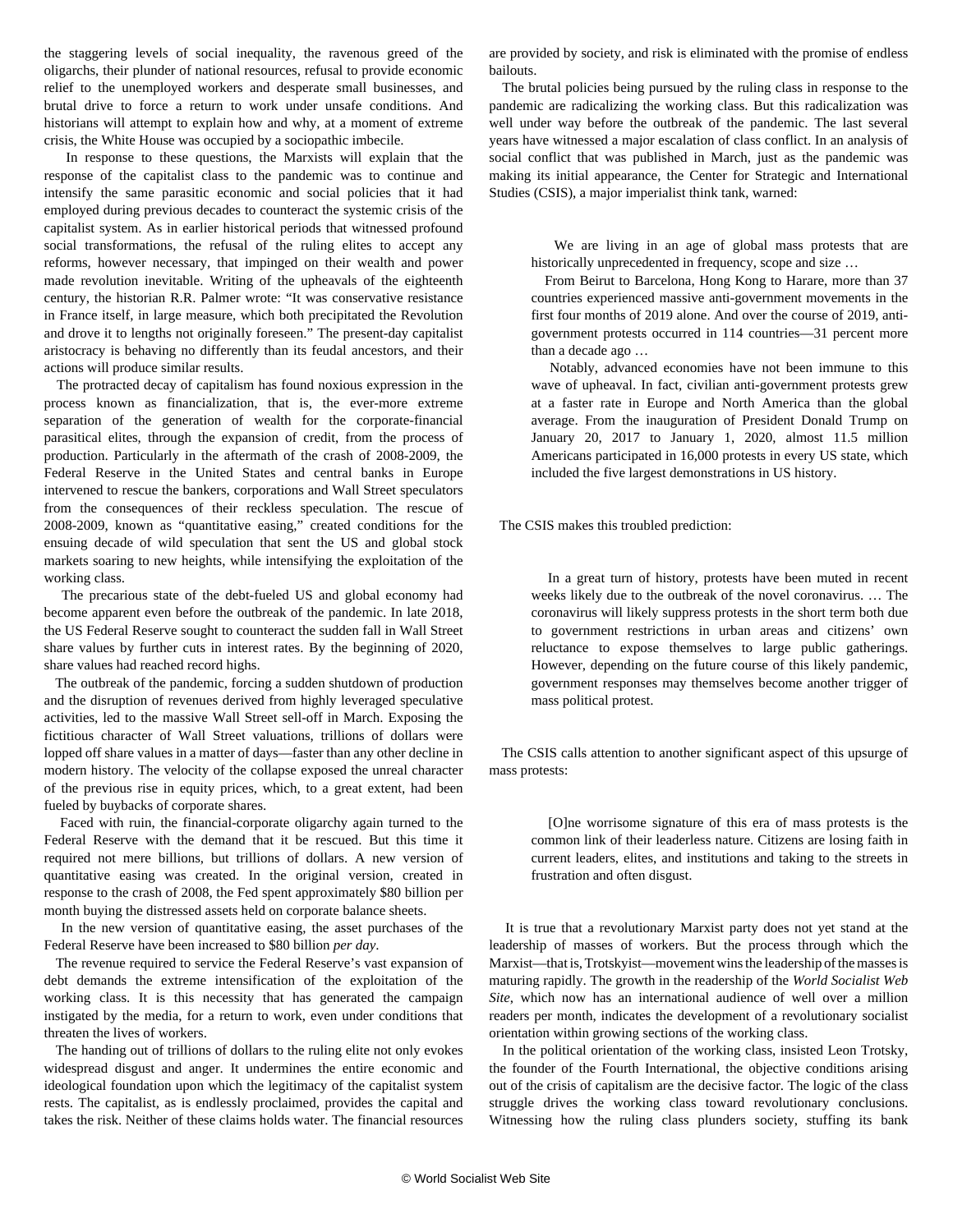the staggering levels of social inequality, the ravenous greed of the oligarchs, their plunder of national resources, refusal to provide economic relief to the unemployed workers and desperate small businesses, and brutal drive to force a return to work under unsafe conditions. And historians will attempt to explain how and why, at a moment of extreme crisis, the White House was occupied by a sociopathic imbecile.

In response to these questions, the Marxists will explain that the response of the capitalist class to the pandemic was to continue and intensify the same parasitic economic and social policies that it had employed during previous decades to counteract the systemic crisis of the capitalist system. As in earlier historical periods that witnessed profound social transformations, the refusal of the ruling elites to accept any reforms, however necessary, that impinged on their wealth and power made revolution inevitable. Writing of the upheavals of the eighteenth century, the historian R.R. Palmer wrote: “It was conservative resistance in France itself, in large measure, which both precipitated the Revolution and drove it to lengths not originally foreseen.” The present-day capitalist aristocracy is behaving no differently than its feudal ancestors, and their actions will produce similar results.

The protracted decay of capitalism has found noxious expression in the process known as financialization, that is, the ever-more extreme separation of the generation of wealth for the corporate-financial parasitical elites, through the expansion of credit, from the process of production. Particularly in the aftermath of the crash of 2008-2009, the Federal Reserve in the United States and central banks in Europe intervened to rescue the bankers, corporations and Wall Street speculators from the consequences of their reckless speculation. The rescue of 2008-2009, known as “quantitative easing,” created conditions for the ensuing decade of wild speculation that sent the US and global stock markets soaring to new heights, while intensifying the exploitation of the working class.

The precarious state of the debt-fueled US and global economy had become apparent even before the outbreak of the pandemic. In late 2018, the US Federal Reserve sought to counteract the sudden fall in Wall Street share values by further cuts in interest rates. By the beginning of 2020, share values had reached record highs.

The outbreak of the pandemic, forcing a sudden shutdown of production and the disruption of revenues derived from highly leveraged speculative activities, led to the massive Wall Street sell-off in March. Exposing the fictitious character of Wall Street valuations, trillions of dollars were lopped off share values in a matter of days—faster than any other decline in modern history. The velocity of the collapse exposed the unreal character of the previous rise in equity prices, which, to a great extent, had been fueled by buybacks of corporate shares.

Faced with ruin, the financial-corporate oligarchy again turned to the Federal Reserve with the demand that it be rescued. But this time it required not mere billions, but trillions of dollars. A new version of quantitative easing was created. In the original version, created in response to the crash of 2008, the Fed spent approximately $80 billion per month buying the distressed assets held on corporate balance sheets.

In the new version of quantitative easing, the asset purchases of the Federal Reserve have been increased to $80 billion *per day*.

The revenue required to service the Federal Reserve’s vast expansion of debt demands the extreme intensification of the exploitation of the working class. It is this necessity that has generated the campaign instigated by the media, for a return to work, even under conditions that threaten the lives of workers.

The handing out of trillions of dollars to the ruling elite not only evokes widespread disgust and anger. It undermines the entire economic and ideological foundation upon which the legitimacy of the capitalist system rests. The capitalist, as is endlessly proclaimed, provides the capital and takes the risk. Neither of these claims holds water. The financial resources are provided by society, and risk is eliminated with the promise of endless bailouts.

The brutal policies being pursued by the ruling class in response to the pandemic are radicalizing the working class. But this radicalization was well under way before the outbreak of the pandemic. The last several years have witnessed a major escalation of class conflict. In an analysis of social conflict that was published in March, just as the pandemic was making its initial appearance, the Center for Strategic and International Studies (CSIS), a major imperialist think tank, warned:

> We are living in an age of global mass protests that are historically unprecedented in frequency, scope and size …
>
> From Beirut to Barcelona, Hong Kong to Harare, more than 37 countries experienced massive anti-government movements in the first four months of 2019 alone. And over the course of 2019, anti-government protests occurred in 114 countries—31 percent more than a decade ago …
>
> Notably, advanced economies have not been immune to this wave of upheaval. In fact, civilian anti-government protests grew at a faster rate in Europe and North America than the global average. From the inauguration of President Donald Trump on January 20, 2017 to January 1, 2020, almost 11.5 million Americans participated in 16,000 protests in every US state, which included the five largest demonstrations in US history.

The CSIS makes this troubled prediction:

> In a great turn of history, protests have been muted in recent weeks likely due to the outbreak of the novel coronavirus. … The coronavirus will likely suppress protests in the short term both due to government restrictions in urban areas and citizens’ own reluctance to expose themselves to large public gatherings. However, depending on the future course of this likely pandemic, government responses may themselves become another trigger of mass political protest.

The CSIS calls attention to another significant aspect of this upsurge of mass protests:

> [O]ne worrisome signature of this era of mass protests is the common link of their leaderless nature. Citizens are losing faith in current leaders, elites, and institutions and taking to the streets in frustration and often disgust.

It is true that a revolutionary Marxist party does not yet stand at the leadership of masses of workers. But the process through which the Marxist—that is, Trotskyist—movement wins the leadership of the masses is maturing rapidly. The growth in the readership of the *World Socialist Web Site*, which now has an international audience of well over a million readers per month, indicates the development of a revolutionary socialist orientation within growing sections of the working class.

In the political orientation of the working class, insisted Leon Trotsky, the founder of the Fourth International, the objective conditions arising out of the crisis of capitalism are the decisive factor. The logic of the class struggle drives the working class toward revolutionary conclusions. Witnessing how the ruling class plunders society, stuffing its bank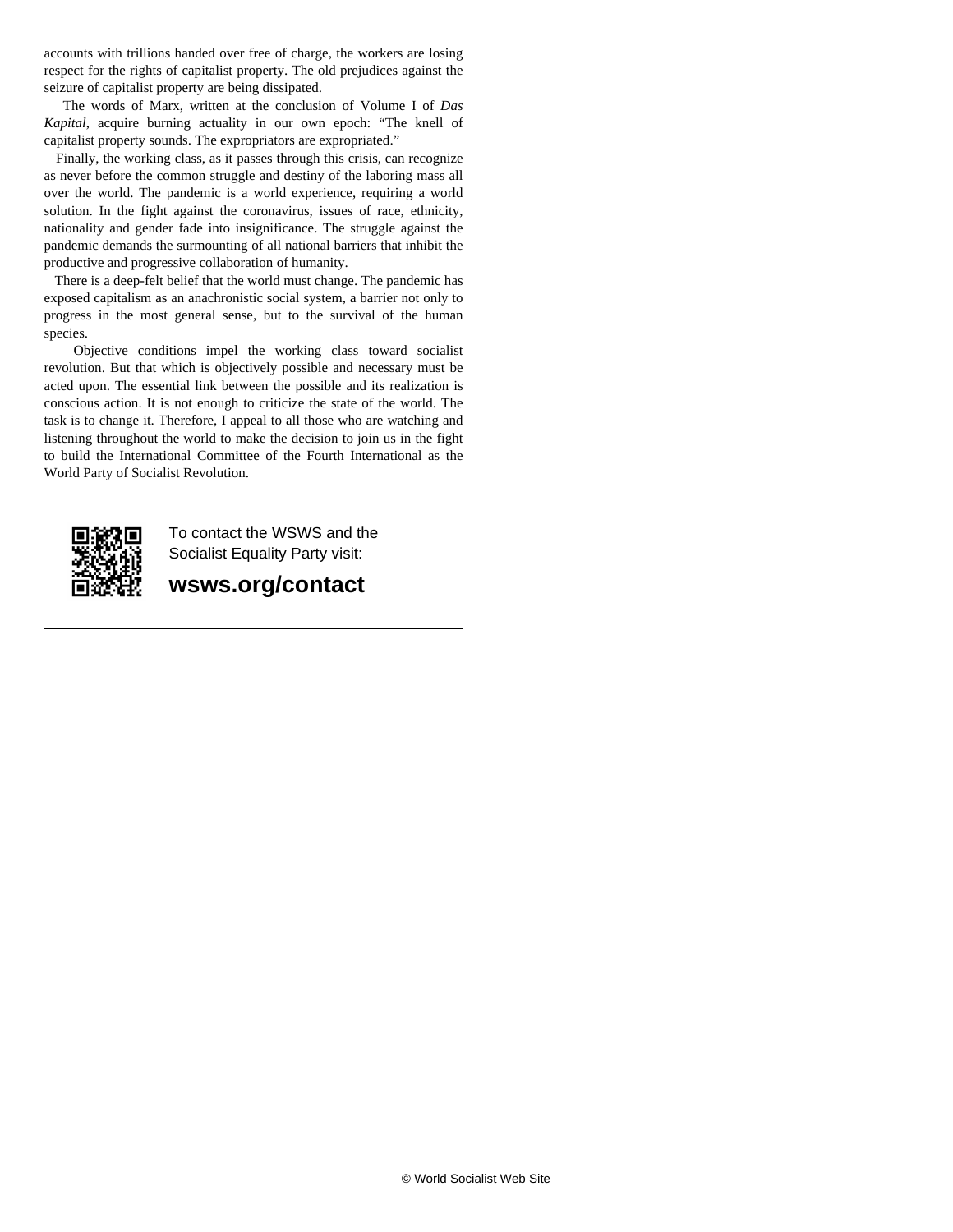accounts with trillions handed over free of charge, the workers are losing respect for the rights of capitalist property. The old prejudices against the seizure of capitalist property are being dissipated.

The words of Marx, written at the conclusion of Volume I of *Das Kapital*, acquire burning actuality in our own epoch: “The knell of capitalist property sounds. The expropriators are expropriated.”

Finally, the working class, as it passes through this crisis, can recognize as never before the common struggle and destiny of the laboring mass all over the world. The pandemic is a world experience, requiring a world solution. In the fight against the coronavirus, issues of race, ethnicity, nationality and gender fade into insignificance. The struggle against the pandemic demands the surmounting of all national barriers that inhibit the productive and progressive collaboration of humanity.

There is a deep-felt belief that the world must change. The pandemic has exposed capitalism as an anachronistic social system, a barrier not only to progress in the most general sense, but to the survival of the human species.

Objective conditions impel the working class toward socialist revolution. But that which is objectively possible and necessary must be acted upon. The essential link between the possible and its realization is conscious action. It is not enough to criticize the state of the world. The task is to change it. Therefore, I appeal to all those who are watching and listening throughout the world to make the decision to join us in the fight to build the International Committee of the Fourth International as the World Party of Socialist Revolution.

To contact the WSWS and the Socialist Equality Party visit:

**wsws.org/contact**